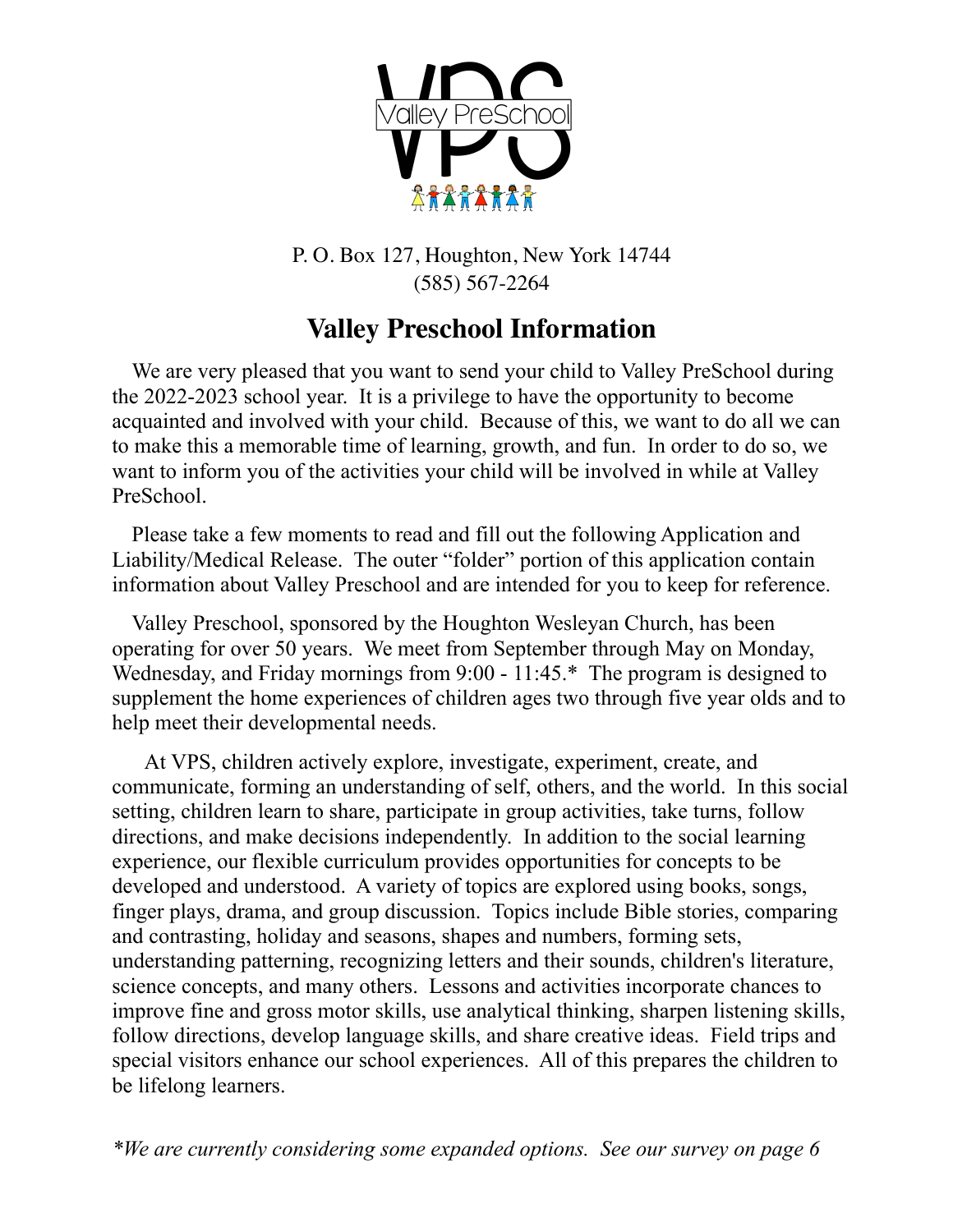VPS

Valley PreSchool

P. O. Box 127, Houghton, New York 14744
(585) 567-2264

# Valley Preschool Information

We are very pleased that you want to send your child to Valley PreSchool during the 2022-2023 school year. It is a privilege to have the opportunity to become acquainted and involved with your child. Because of this, we want to do all we can to make this a memorable time of learning, growth, and fun. In order to do so, we want to inform you of the activities your child will be involved in while at Valley PreSchool.

Please take a few moments to read and fill out the following Application and Liability/Medical Release. The outer "folder" portion of this application contain information about Valley Preschool and are intended for you to keep for reference.

Valley Preschool, sponsored by the Houghton Wesleyan Church, has been operating for over 50 years. We meet from September through May on Monday, Wednesday, and Friday mornings from 9:00 - 11:45.* The program is designed to supplement the home experiences of children ages two through five year olds and to help meet their developmental needs.

At VPS, children actively explore, investigate, experiment, create, and communicate, forming an understanding of self, others, and the world. In this social setting, children learn to share, participate in group activities, take turns, follow directions, and make decisions independently. In addition to the social learning experience, our flexible curriculum provides opportunities for concepts to be developed and understood. A variety of topics are explored using books, songs, finger plays, drama, and group discussion. Topics include Bible stories, comparing and contrasting, holiday and seasons, shapes and numbers, forming sets, understanding patterning, recognizing letters and their sounds, children's literature, science concepts, and many others. Lessons and activities incorporate chances to improve fine and gross motor skills, use analytical thinking, sharpen listening skills, follow directions, develop language skills, and share creative ideas. Field trips and special visitors enhance our school experiences. All of this prepares the children to be lifelong learners.

*\*We are currently considering some expanded options. See our survey on page 6*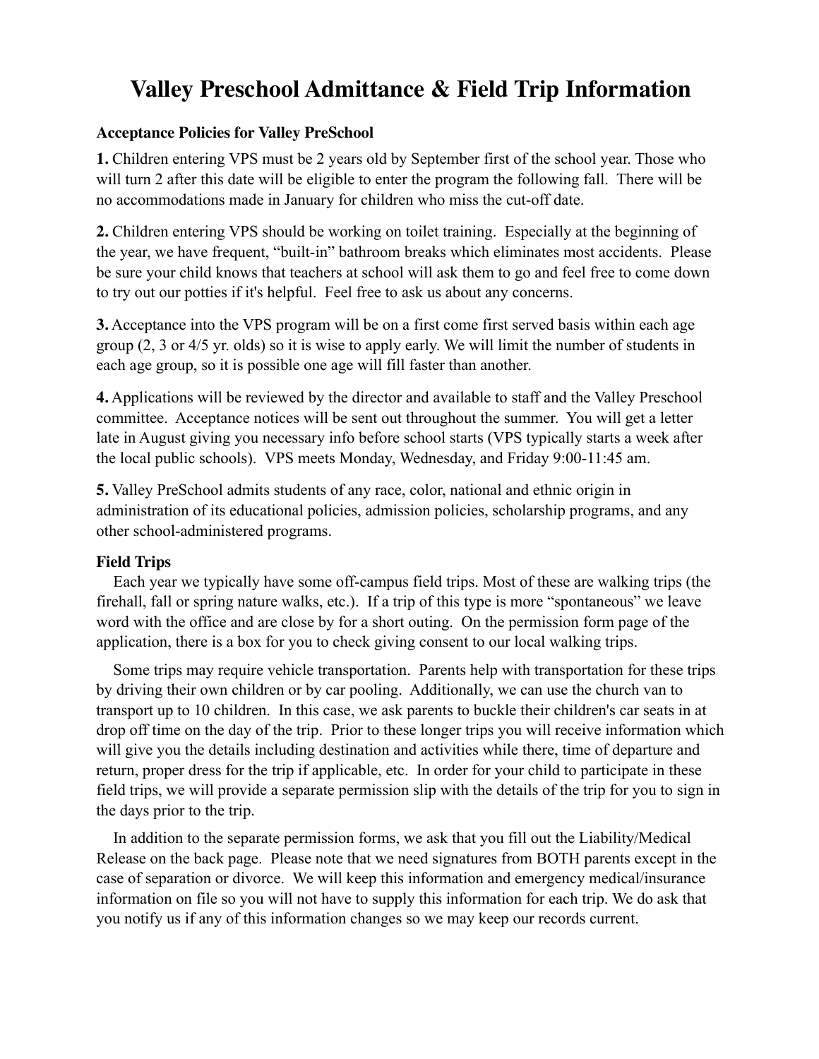# Valley Preschool Admittance & Field Trip Information

### Acceptance Policies for Valley PreSchool

**1.** Children entering VPS must be 2 years old by September first of the school year. Those who will turn 2 after this date will be eligible to enter the program the following fall. There will be no accommodations made in January for children who miss the cut-off date.

**2.** Children entering VPS should be working on toilet training. Especially at the beginning of the year, we have frequent, "built-in" bathroom breaks which eliminates most accidents. Please be sure your child knows that teachers at school will ask them to go and feel free to come down to try out our potties if it's helpful. Feel free to ask us about any concerns.

**3.** Acceptance into the VPS program will be on a first come first served basis within each age group (2, 3 or 4/5 yr. olds) so it is wise to apply early. We will limit the number of students in each age group, so it is possible one age will fill faster than another.

**4.** Applications will be reviewed by the director and available to staff and the Valley Preschool committee. Acceptance notices will be sent out throughout the summer. You will get a letter late in August giving you necessary info before school starts (VPS typically starts a week after the local public schools). VPS meets Monday, Wednesday, and Friday 9:00-11:45 am.

**5.** Valley PreSchool admits students of any race, color, national and ethnic origin in administration of its educational policies, admission policies, scholarship programs, and any other school-administered programs.

### Field Trips

Each year we typically have some off-campus field trips. Most of these are walking trips (the firehall, fall or spring nature walks, etc.). If a trip of this type is more "spontaneous" we leave word with the office and are close by for a short outing. On the permission form page of the application, there is a box for you to check giving consent to our local walking trips.

Some trips may require vehicle transportation. Parents help with transportation for these trips by driving their own children or by car pooling. Additionally, we can use the church van to transport up to 10 children. In this case, we ask parents to buckle their children's car seats in at drop off time on the day of the trip. Prior to these longer trips you will receive information which will give you the details including destination and activities while there, time of departure and return, proper dress for the trip if applicable, etc. In order for your child to participate in these field trips, we will provide a separate permission slip with the details of the trip for you to sign in the days prior to the trip.

In addition to the separate permission forms, we ask that you fill out the Liability/Medical Release on the back page. Please note that we need signatures from BOTH parents except in the case of separation or divorce. We will keep this information and emergency medical/insurance information on file so you will not have to supply this information for each trip. We do ask that you notify us if any of this information changes so we may keep our records current.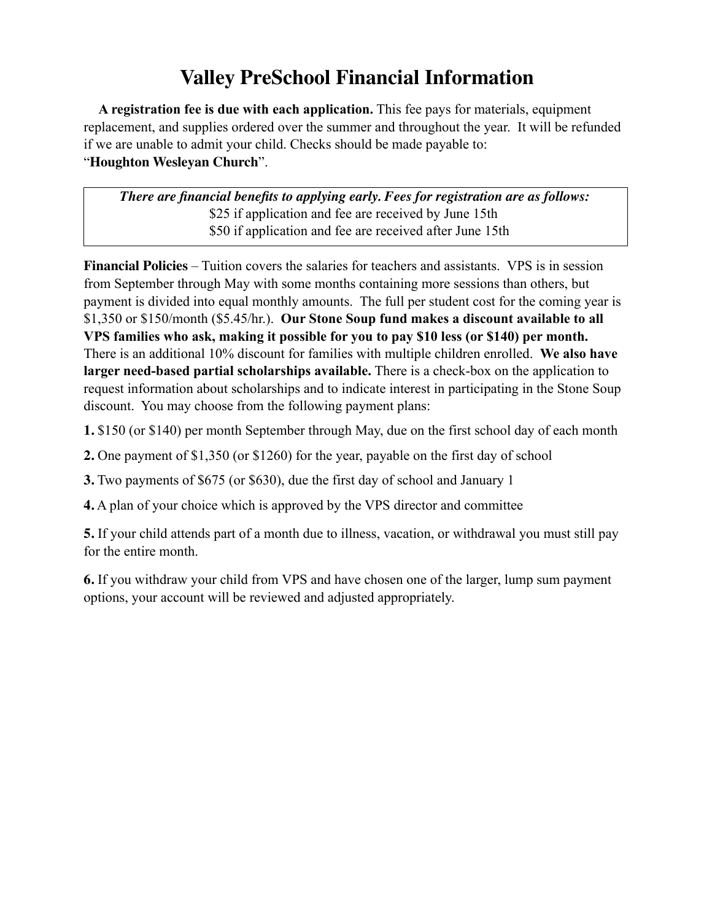# Valley PreSchool Financial Information

**A registration fee is due with each application.** This fee pays for materials, equipment replacement, and supplies ordered over the summer and throughout the year. It will be refunded if we are unable to admit your child. Checks should be made payable to: "**Houghton Wesleyan Church**".

***There are financial benefits to applying early. Fees for registration are as follows:***
$25 if application and fee are received by June 15th
$50 if application and fee are received after June 15th

**Financial Policies** – Tuition covers the salaries for teachers and assistants. VPS is in session from September through May with some months containing more sessions than others, but payment is divided into equal monthly amounts. The full per student cost for the coming year is $1,350 or $150/month ($5.45/hr.). **Our Stone Soup fund makes a discount available to all VPS families who ask, making it possible for you to pay $10 less (or $140) per month.** There is an additional 10% discount for families with multiple children enrolled. **We also have larger need-based partial scholarships available.** There is a check-box on the application to request information about scholarships and to indicate interest in participating in the Stone Soup discount. You may choose from the following payment plans:

**1.** $150 (or $140) per month September through May, due on the first school day of each month

**2.** One payment of $1,350 (or $1260) for the year, payable on the first day of school

**3.** Two payments of $675 (or $630), due the first day of school and January 1

**4.** A plan of your choice which is approved by the VPS director and committee

**5.** If your child attends part of a month due to illness, vacation, or withdrawal you must still pay for the entire month.

**6.** If you withdraw your child from VPS and have chosen one of the larger, lump sum payment options, your account will be reviewed and adjusted appropriately.